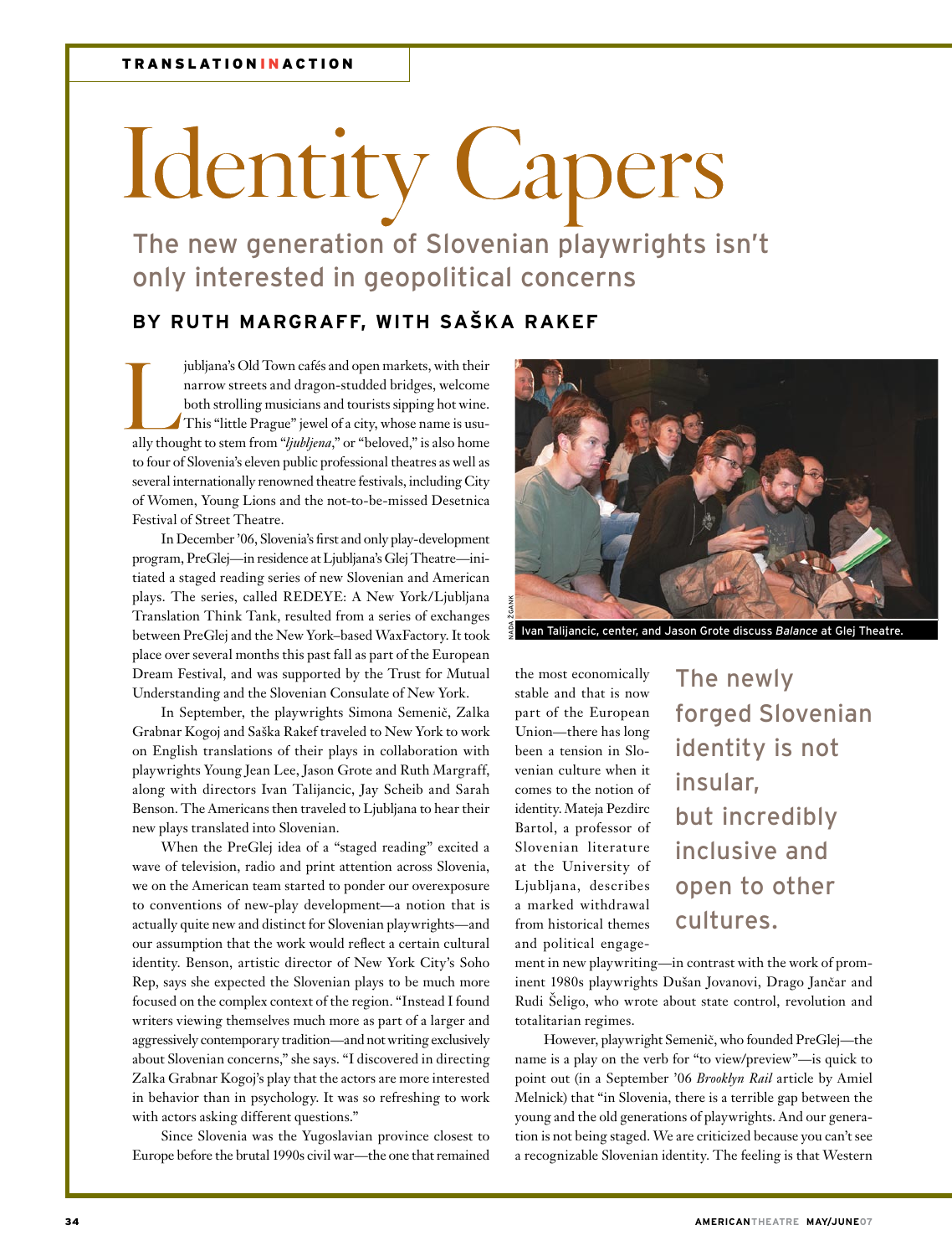TRANSLATION IN ACTION

# Identity Capers

## The new generation of Slovenian playwrights isn't only interested in geopolitical concerns

### BY RUTH MARGRAFF, WITH SAŠKA RAKEF

Ljubljana's Old Town cafés and open markets, with their narrow streets and dragon-studded bridges, welcome both strolling musicians and tourists sipping hot wine. This "little Prague" jewel of a city, whose name is usually thought to stem from "*ljubljena*," or "beloved," is also home to four of Slovenia's eleven public professional theatres as well as several internationally renowned theatre festivals, including City of Women, Young Lions and the not-to-be-missed Desetnica Festival of Street Theatre.

In December '06, Slovenia's first and only play-development program, PreGlej—in residence at Ljubljana's Glej Theatre—initiated a staged reading series of new Slovenian and American plays. The series, called REDEYE: A New York/Ljubljana Translation Think Tank, resulted from a series of exchanges between PreGlej and the New York–based WaxFactory. It took place over several months this past fall as part of the European Dream Festival, and was supported by the Trust for Mutual Understanding and the Slovenian Consulate of New York.

In September, the playwrights Simona Semenič, Zalka Grabnar Kogoj and Saška Rakef traveled to New York to work on English translations of their plays in collaboration with playwrights Young Jean Lee, Jason Grote and Ruth Margraff, along with directors Ivan Talijancic, Jay Scheib and Sarah Benson. The Americans then traveled to Ljubljana to hear their new plays translated into Slovenian.

When the PreGlej idea of a "staged reading" excited a wave of television, radio and print attention across Slovenia, we on the American team started to ponder our overexposure to conventions of new-play development—a notion that is actually quite new and distinct for Slovenian playwrights—and our assumption that the work would reflect a certain cultural identity. Benson, artistic director of New York City's Soho Rep, says she expected the Slovenian plays to be much more focused on the complex context of the region. "Instead I found writers viewing themselves much more as part of a larger and aggressively contemporary tradition—and not writing exclusively about Slovenian concerns," she says. "I discovered in directing Zalka Grabnar Kogoj's play that the actors are more interested in behavior than in psychology. It was so refreshing to work with actors asking different questions."

Since Slovenia was the Yugoslavian province closest to Europe before the brutal 1990s civil war—the one that remained

NADA ŽGANK

Ivan Talijancic, center, and Jason Grote discuss *Balance* at Glej Theatre.

the most economically stable and that is now part of the European Union—there has long been a tension in Slovenian culture when it comes to the notion of identity. Mateja Pezdirc Bartol, a professor of Slovenian literature at the University of Ljubljana, describes a marked withdrawal from historical themes and political engagement in new playwriting—in contrast with the work of prominent 1980s playwrights Dušan Jovanovi, Drago Jančar and Rudi Šeligo, who wrote about state control, revolution and totalitarian regimes.

> The newly forged Slovenian identity is not insular, but incredibly inclusive and open to other cultures.

However, playwright Semenič, who founded PreGlej—the name is a play on the verb for "to view/preview"—is quick to point out (in a September '06 *Brooklyn Rail* article by Amiel Melnick) that "in Slovenia, there is a terrible gap between the young and the old generations of playwrights. And our generation is not being staged. We are criticized because you can't see a recognizable Slovenian identity. The feeling is that Western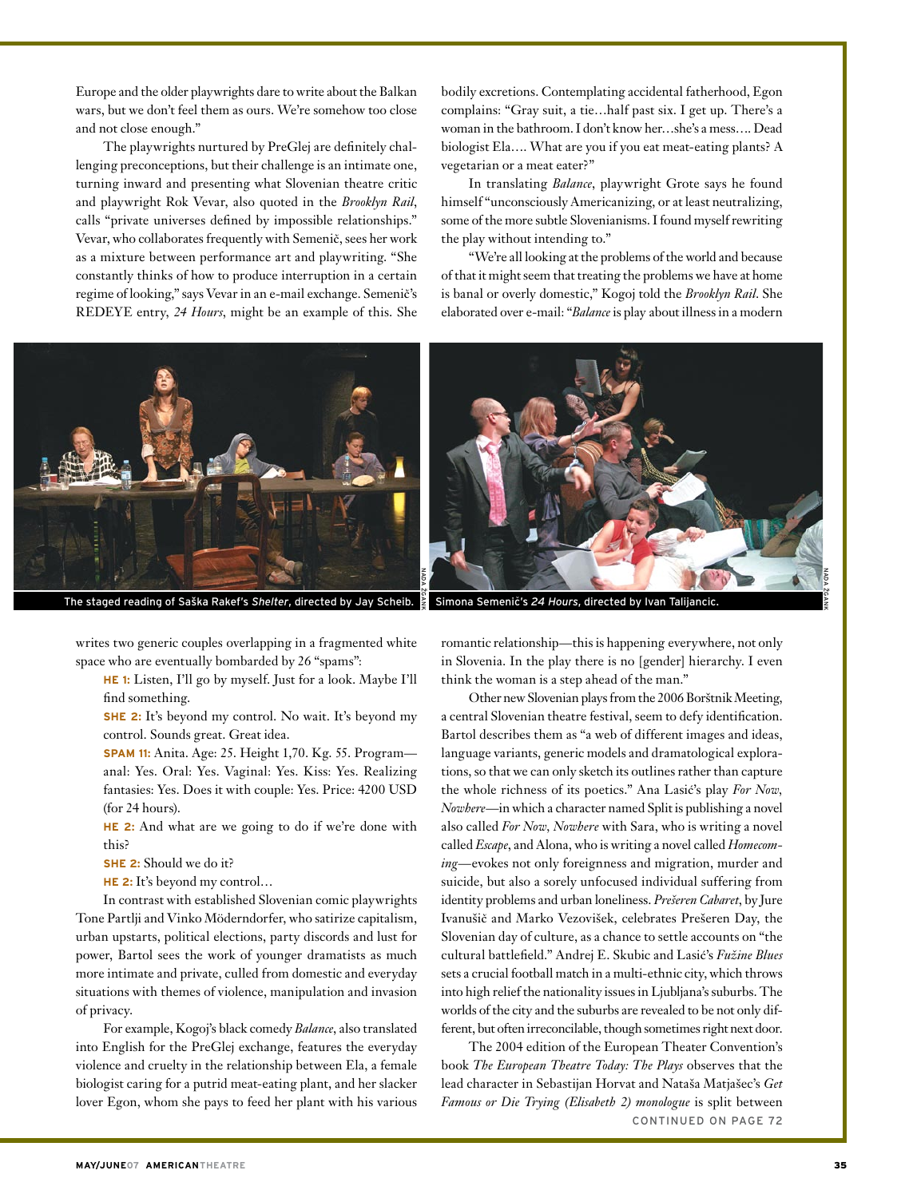Europe and the older playwrights dare to write about the Balkan wars, but we don't feel them as ours. We're somehow too close and not close enough."

The playwrights nurtured by PreGlej are definitely challenging preconceptions, but their challenge is an intimate one, turning inward and presenting what Slovenian theatre critic and playwright Rok Vevar, also quoted in the *Brooklyn Rail*, calls "private universes defined by impossible relationships." Vevar, who collaborates frequently with Semenič, sees her work as a mixture between performance art and playwriting. "She constantly thinks of how to produce interruption in a certain regime of looking," says Vevar in an e-mail exchange. Semenič's REDEYE entry, *24 Hours*, might be an example of this. She writes two generic couples overlapping in a fragmented white space who are eventually bombarded by 26 "spams":

> **HE 1:** Listen, I'll go by myself. Just for a look. Maybe I'll find something.
>
> **SHE 2:** It's beyond my control. No wait. It's beyond my control. Sounds great. Great idea.
>
> **SPAM 11:** Anita. Age: 25. Height 1,70. Kg. 55. Program—anal: Yes. Oral: Yes. Vaginal: Yes. Kiss: Yes. Realizing fantasies: Yes. Does it with couple: Yes. Price: 4200 USD (for 24 hours).
>
> **HE 2:** And what are we going to do if we're done with this?
>
> **SHE 2:** Should we do it?
>
> **HE 2:** It's beyond my control…

In contrast with established Slovenian comic playwrights Tone Partlji and Vinko Möderndorfer, who satirize capitalism, urban upstarts, political elections, party discords and lust for power, Bartol sees the work of younger dramatists as much more intimate and private, culled from domestic and everyday situations with themes of violence, manipulation and invasion of privacy.

For example, Kogoj's black comedy *Balance*, also translated into English for the PreGlej exchange, features the everyday violence and cruelty in the relationship between Ela, a female biologist caring for a putrid meat-eating plant, and her slacker lover Egon, whom she pays to feed her plant with his various bodily excretions. Contemplating accidental fatherhood, Egon complains: "Gray suit, a tie…half past six. I get up. There's a woman in the bathroom. I don't know her…she's a mess…. Dead biologist Ela…. What are you if you eat meat-eating plants? A vegetarian or a meat eater?"

In translating *Balance*, playwright Grote says he found himself "unconsciously Americanizing, or at least neutralizing, some of the more subtle Slovenianisms. I found myself rewriting the play without intending to."

"We're all looking at the problems of the world and because of that it might seem that treating the problems we have at home is banal or overly domestic," Kogoj told the *Brooklyn Rail*. She elaborated over e-mail: "*Balance* is play about illness in a modern romantic relationship—this is happening everywhere, not only in Slovenia. In the play there is no [gender] hierarchy. I even think the woman is a step ahead of the man."

The staged reading of Saška Rakef's *Shelter*, directed by Jay Scheib.

Simona Semenič's *24 Hours*, directed by Ivan Talijancic.

Other new Slovenian plays from the 2006 Borštnik Meeting, a central Slovenian theatre festival, seem to defy identification. Bartol describes them as "a web of different images and ideas, language variants, generic models and dramatological explorations, so that we can only sketch its outlines rather than capture the whole richness of its poetics." Ana Lasić's play *For Now, Nowhere*—in which a character named Split is publishing a novel also called *For Now, Nowhere* with Sara, who is writing a novel called *Escape*, and Alona, who is writing a novel called *Homecoming*—evokes not only foreignness and migration, murder and suicide, but also a sorely unfocused individual suffering from identity problems and urban loneliness. *Prešeren Cabaret*, by Jure Ivanušič and Marko Vezovišek, celebrates Prešeren Day, the Slovenian day of culture, as a chance to settle accounts on "the cultural battlefield." Andrej E. Skubic and Lasić's *Fužine Blues* sets a crucial football match in a multi-ethnic city, which throws into high relief the nationality issues in Ljubljana's suburbs. The worlds of the city and the suburbs are revealed to be not only different, but often irreconcilable, though sometimes right next door.

The 2004 edition of the European Theater Convention's book *The European Theatre Today: The Plays* observes that the lead character in Sebastijan Horvat and Nataša Matjašec's *Get Famous or Die Trying (Elisabeth 2) monologue* is split between

CONTINUED ON PAGE 72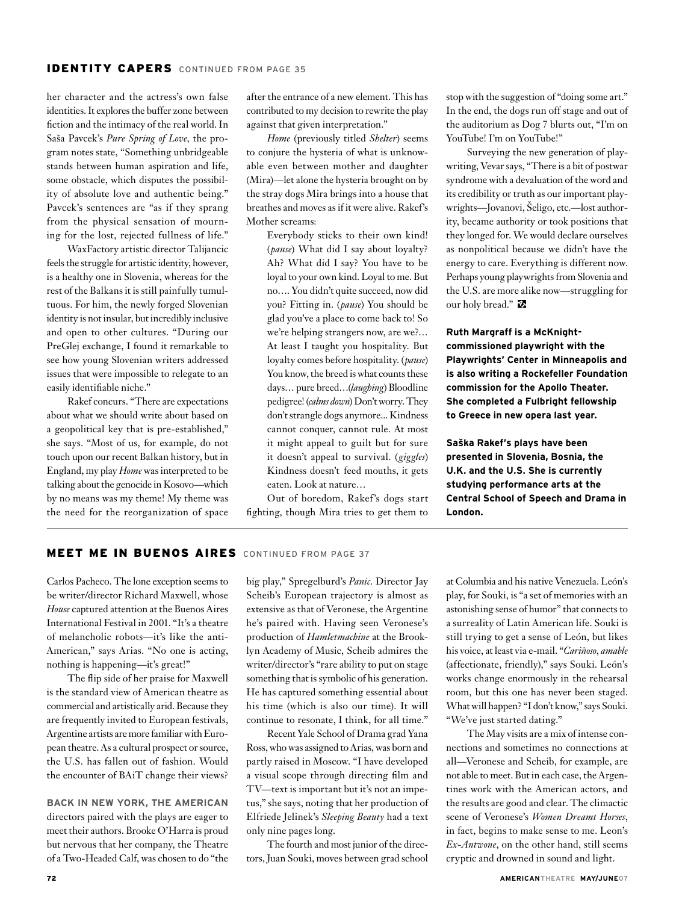## IDENTITY CAPERS CONTINUED FROM PAGE 35

her character and the actress's own false identities. It explores the buffer zone between fiction and the intimacy of the real world. In Saša Pavcek's *Pure Spring of Love*, the program notes state, "Something unbridgeable stands between human aspiration and life, some obstacle, which disputes the possibility of absolute love and authentic being." Pavcek's sentences are "as if they sprang from the physical sensation of mourning for the lost, rejected fullness of life."

WaxFactory artistic director Talijancic feels the struggle for artistic identity, however, is a healthy one in Slovenia, whereas for the rest of the Balkans it is still painfully tumultuous. For him, the newly forged Slovenian identity is not insular, but incredibly inclusive and open to other cultures. "During our PreGlej exchange, I found it remarkable to see how young Slovenian writers addressed issues that were impossible to relegate to an easily identifiable niche."

Rakef concurs. "There are expectations about what we should write about based on a geopolitical key that is pre-established," she says. "Most of us, for example, do not touch upon our recent Balkan history, but in England, my play *Home* was interpreted to be talking about the genocide in Kosovo—which by no means was my theme! My theme was the need for the reorganization of space after the entrance of a new element. This has contributed to my decision to rewrite the play against that given interpretation."

*Home* (previously titled *Shelter*) seems to conjure the hysteria of what is unknowable even between mother and daughter (Mira)—let alone the hysteria brought on by the stray dogs Mira brings into a house that breathes and moves as if it were alive. Rakef's Mother screams:

> Everybody sticks to their own kind! (*pause*) What did I say about loyalty? Ah? What did I say? You have to be loyal to your own kind. Loyal to me. But no…. You didn't quite succeed, now did you? Fitting in. (*pause*) You should be glad you've a place to come back to! So we're helping strangers now, are we?… At least I taught you hospitality. But loyalty comes before hospitality. (*pause*) You know, the breed is what counts these days… pure breed…(*laughing*) Bloodline pedigree! (*calms down*) Don't worry. They don't strangle dogs anymore... Kindness cannot conquer, cannot rule. At most it might appeal to guilt but for sure it doesn't appeal to survival. (*giggles*) Kindness doesn't feed mouths, it gets eaten. Look at nature…

Out of boredom, Rakef's dogs start fighting, though Mira tries to get them to stop with the suggestion of "doing some art." In the end, the dogs run off stage and out of the auditorium as Dog 7 blurts out, "I'm on YouTube! I'm on YouTube!"

Surveying the new generation of playwriting, Vevar says, "There is a bit of postwar syndrome with a devaluation of the word and its credibility or truth as our important playwrights—Jovanovi, Šeligo, etc.—lost authority, became authority or took positions that they longed for. We would declare ourselves as nonpolitical because we didn't have the energy to care. Everything is different now. Perhaps young playwrights from Slovenia and the U.S. are more alike now—struggling for our holy bread."

**Ruth Margraff is a McKnight-commissioned playwright with the Playwrights' Center in Minneapolis and is also writing a Rockefeller Foundation commission for the Apollo Theater. She completed a Fulbright fellowship to Greece in new opera last year.**

**Saška Rakef's plays have been presented in Slovenia, Bosnia, the U.K. and the U.S. She is currently studying performance arts at the Central School of Speech and Drama in London.**

## MEET ME IN BUENOS AIRES CONTINUED FROM PAGE 37

Carlos Pacheco. The lone exception seems to be writer/director Richard Maxwell, whose *House* captured attention at the Buenos Aires International Festival in 2001. "It's a theatre of melancholic robots—it's like the anti-American," says Arias. "No one is acting, nothing is happening—it's great!"

The flip side of her praise for Maxwell is the standard view of American theatre as commercial and artistically arid. Because they are frequently invited to European festivals, Argentine artists are more familiar with European theatre. As a cultural prospect or source, the U.S. has fallen out of fashion. Would the encounter of BAiT change their views?

**BACK IN NEW YORK, THE AMERICAN** directors paired with the plays are eager to meet their authors. Brooke O'Harra is proud but nervous that her company, the Theatre of a Two-Headed Calf, was chosen to do "the big play," Spregelburd's *Panic*. Director Jay Scheib's European trajectory is almost as extensive as that of Veronese, the Argentine he's paired with. Having seen Veronese's production of *Hamletmachine* at the Brooklyn Academy of Music, Scheib admires the writer/director's "rare ability to put on stage something that is symbolic of his generation. He has captured something essential about his time (which is also our time). It will continue to resonate, I think, for all time."

Recent Yale School of Drama grad Yana Ross, who was assigned to Arias, was born and partly raised in Moscow. "I have developed a visual scope through directing film and TV—text is important but it's not an impetus," she says, noting that her production of Elfriede Jelinek's *Sleeping Beauty* had a text only nine pages long.

The fourth and most junior of the directors, Juan Souki, moves between grad school at Columbia and his native Venezuela. León's play, for Souki, is "a set of memories with an astonishing sense of humor" that connects to a surreality of Latin American life. Souki is still trying to get a sense of León, but likes his voice, at least via e-mail. "*Cariñoso*, *amable* (affectionate, friendly)," says Souki. León's works change enormously in the rehearsal room, but this one has never been staged. What will happen? "I don't know," says Souki. "We've just started dating."

The May visits are a mix of intense connections and sometimes no connections at all—Veronese and Scheib, for example, are not able to meet. But in each case, the Argentines work with the American actors, and the results are good and clear. The climactic scene of Veronese's *Women Dreamt Horses*, in fact, begins to make sense to me. León's *Ex-Antwone*, on the other hand, still seems cryptic and drowned in sound and light.